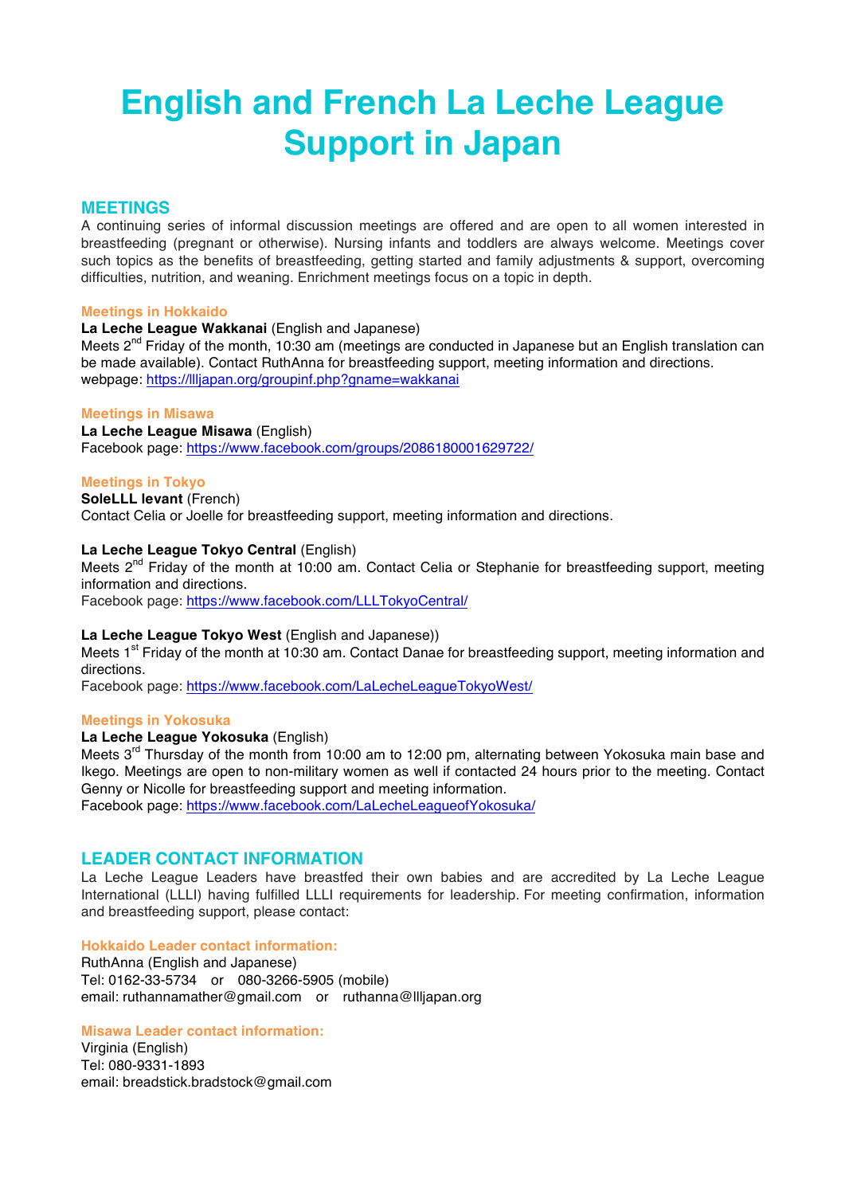# English and French La Leche League Support in Japan

## MEETINGS

A continuing series of informal discussion meetings are offered and are open to all women interested in breastfeeding (pregnant or otherwise). Nursing infants and toddlers are always welcome. Meetings cover such topics as the benefits of breastfeeding, getting started and family adjustments & support, overcoming difficulties, nutrition, and weaning. Enrichment meetings focus on a topic in depth.

### Meetings in Hokkaido

**La Leche League Wakkanai** (English and Japanese)
Meets 2nd Friday of the month, 10:30 am (meetings are conducted in Japanese but an English translation can be made available). Contact RuthAnna for breastfeeding support, meeting information and directions.
webpage: https://llljapan.org/groupinf.php?gname=wakkanai

### Meetings in Misawa

**La Leche League Misawa** (English)
Facebook page: https://www.facebook.com/groups/2086180001629722/

### Meetings in Tokyo

**SoleLLL levant** (French)
Contact Celia or Joelle for breastfeeding support, meeting information and directions.

**La Leche League Tokyo Central** (English)
Meets 2nd Friday of the month at 10:00 am. Contact Celia or Stephanie for breastfeeding support, meeting information and directions.
Facebook page: https://www.facebook.com/LLLTokyoCentral/

**La Leche League Tokyo West** (English and Japanese))
Meets 1st Friday of the month at 10:30 am. Contact Danae for breastfeeding support, meeting information and directions.
Facebook page: https://www.facebook.com/LaLecheLeagueTokyoWest/

### Meetings in Yokosuka

**La Leche League Yokosuka** (English)
Meets 3rd Thursday of the month from 10:00 am to 12:00 pm, alternating between Yokosuka main base and Ikego. Meetings are open to non-military women as well if contacted 24 hours prior to the meeting. Contact Genny or Nicolle for breastfeeding support and meeting information.
Facebook page: https://www.facebook.com/LaLecheLeagueofYokosuka/

## LEADER CONTACT INFORMATION

La Leche League Leaders have breastfed their own babies and are accredited by La Leche League International (LLLI) having fulfilled LLLI requirements for leadership. For meeting confirmation, information and breastfeeding support, please contact:

### Hokkaido Leader contact information:

RuthAnna (English and Japanese)
Tel: 0162-33-5734 or 080-3266-5905 (mobile)
email: ruthannamather@gmail.com or ruthanna@llljapan.org

### Misawa Leader contact information:

Virginia (English)
Tel: 080-9331-1893
email: breadstick.bradstock@gmail.com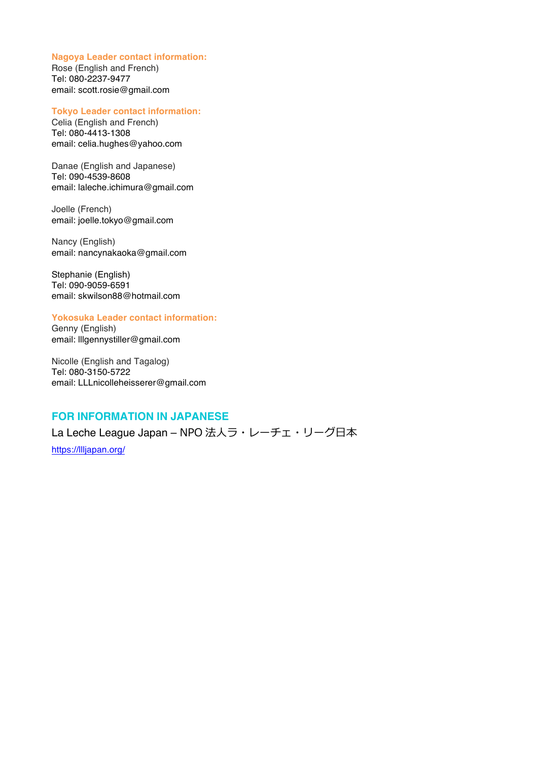**Nagoya Leader contact information:**
Rose (English and French)
Tel: 080-2237-9477
email: scott.rosie@gmail.com

**Tokyo Leader contact information:**
Celia (English and French)
Tel: 080-4413-1308
email: celia.hughes@yahoo.com

Danae (English and Japanese)
Tel: 090-4539-8608
email: laleche.ichimura@gmail.com

Joelle (French)
email: joelle.tokyo@gmail.com

Nancy (English)
email: nancynakaoka@gmail.com

Stephanie (English)
Tel: 090-9059-6591
email: skwilson88@hotmail.com

**Yokosuka Leader contact information:**
Genny (English)
email: lllgennystiller@gmail.com

Nicolle (English and Tagalog)
Tel: 080-3150-5722
email: LLLnicolleheisserer@gmail.com

## FOR INFORMATION IN JAPANESE

La Leche League Japan – NPO 法人ラ・レーチェ・リーグ日本

https://llljapan.org/